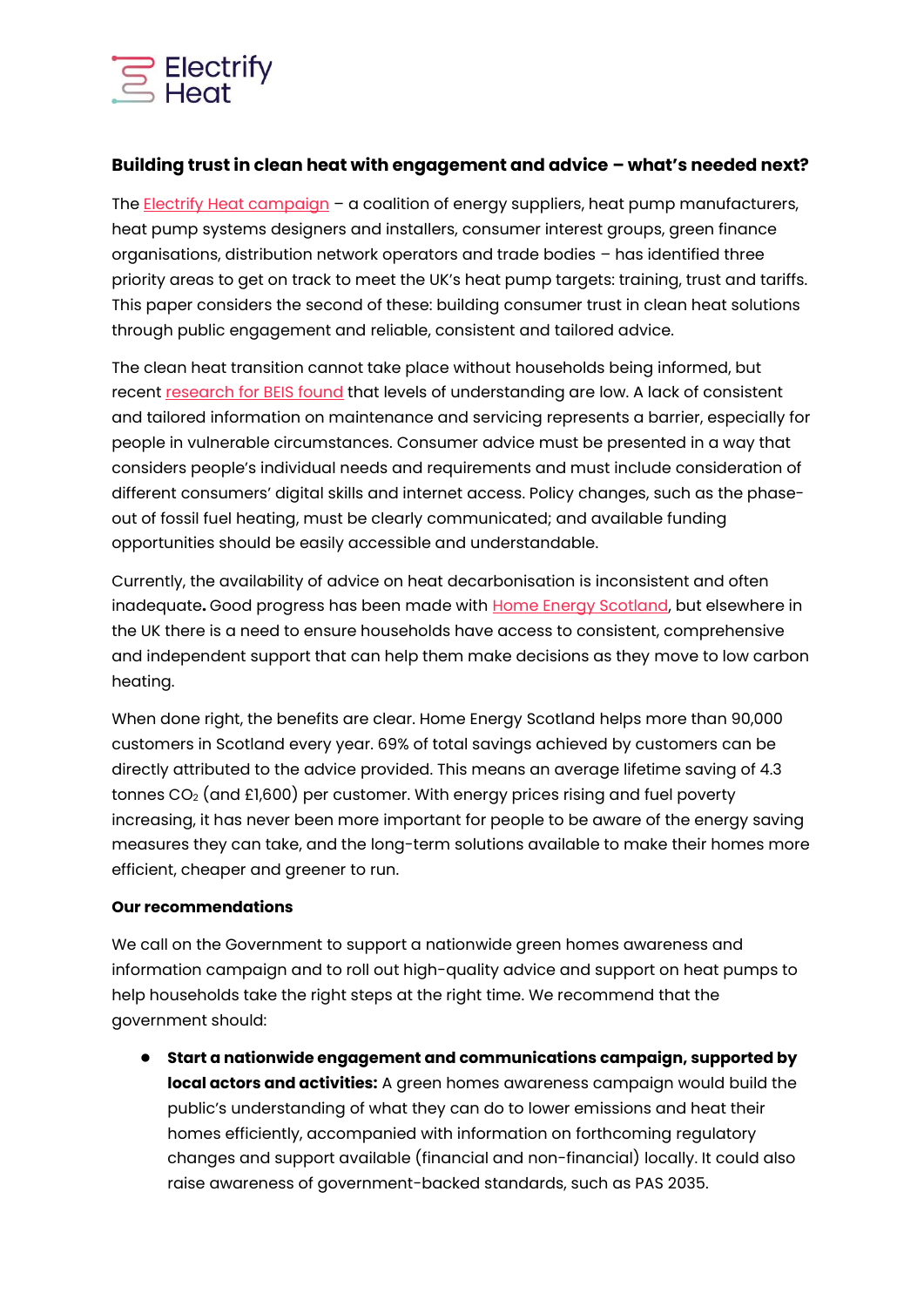Electrify Heat

## Building trust in clean heat with engagement and advice – what's needed next?

The Electrify Heat campaign – a coalition of energy suppliers, heat pump manufacturers, heat pump systems designers and installers, consumer interest groups, green finance organisations, distribution network operators and trade bodies – has identified three priority areas to get on track to meet the UK's heat pump targets: training, trust and tariffs. This paper considers the second of these: building consumer trust in clean heat solutions through public engagement and reliable, consistent and tailored advice.

The clean heat transition cannot take place without households being informed, but recent research for BEIS found that levels of understanding are low. A lack of consistent and tailored information on maintenance and servicing represents a barrier, especially for people in vulnerable circumstances. Consumer advice must be presented in a way that considers people's individual needs and requirements and must include consideration of different consumers' digital skills and internet access. Policy changes, such as the phase-out of fossil fuel heating, must be clearly communicated; and available funding opportunities should be easily accessible and understandable.

Currently, the availability of advice on heat decarbonisation is inconsistent and often inadequate**.** Good progress has been made with Home Energy Scotland, but elsewhere in the UK there is a need to ensure households have access to consistent, comprehensive and independent support that can help them make decisions as they move to low carbon heating.

When done right, the benefits are clear. Home Energy Scotland helps more than 90,000 customers in Scotland every year. 69% of total savings achieved by customers can be directly attributed to the advice provided. This means an average lifetime saving of 4.3 tonnes $CO_2$ (and £1,600) per customer. With energy prices rising and fuel poverty increasing, it has never been more important for people to be aware of the energy saving measures they can take, and the long-term solutions available to make their homes more efficient, cheaper and greener to run.

**Our recommendations**

We call on the Government to support a nationwide green homes awareness and information campaign and to roll out high-quality advice and support on heat pumps to help households take the right steps at the right time. We recommend that the government should:

- **Start a nationwide engagement and communications campaign, supported by local actors and activities:** A green homes awareness campaign would build the public's understanding of what they can do to lower emissions and heat their homes efficiently, accompanied with information on forthcoming regulatory changes and support available (financial and non-financial) locally. It could also raise awareness of government-backed standards, such as PAS 2035.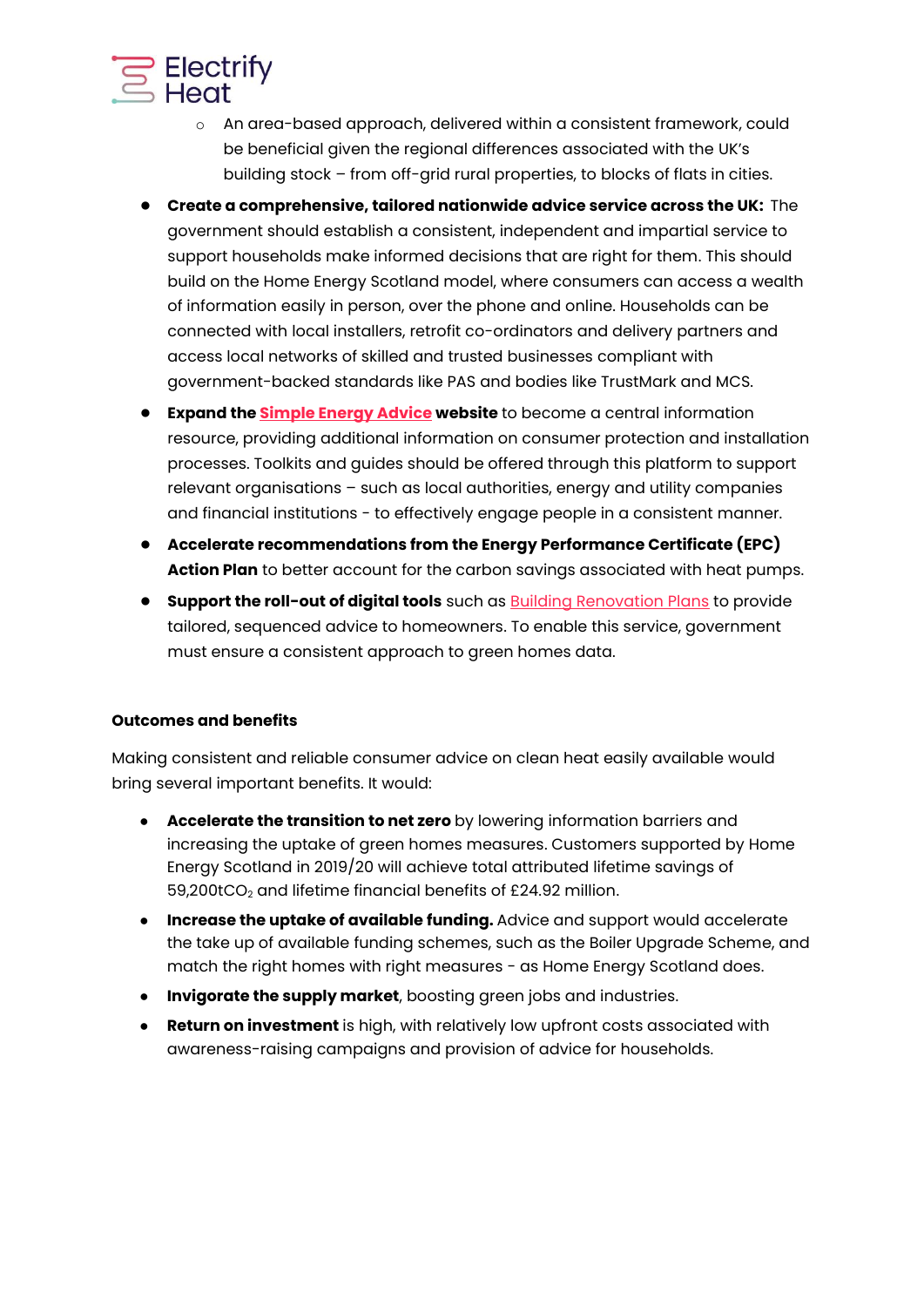- An area-based approach, delivered within a consistent framework, could be beneficial given the regional differences associated with the UK's building stock – from off-grid rural properties, to blocks of flats in cities.
- **Create a comprehensive, tailored nationwide advice service across the UK:** The government should establish a consistent, independent and impartial service to support households make informed decisions that are right for them. This should build on the Home Energy Scotland model, where consumers can access a wealth of information easily in person, over the phone and online. Households can be connected with local installers, retrofit co-ordinators and delivery partners and access local networks of skilled and trusted businesses compliant with government-backed standards like PAS and bodies like TrustMark and MCS.
- **Expand the Simple Energy Advice website** to become a central information resource, providing additional information on consumer protection and installation processes. Toolkits and guides should be offered through this platform to support relevant organisations – such as local authorities, energy and utility companies and financial institutions - to effectively engage people in a consistent manner.
- **Accelerate recommendations from the Energy Performance Certificate (EPC) Action Plan** to better account for the carbon savings associated with heat pumps.
- **Support the roll-out of digital tools** such as Building Renovation Plans to provide tailored, sequenced advice to homeowners. To enable this service, government must ensure a consistent approach to green homes data.

**Outcomes and benefits**

Making consistent and reliable consumer advice on clean heat easily available would bring several important benefits. It would:

- **Accelerate the transition to net zero** by lowering information barriers and increasing the uptake of green homes measures. Customers supported by Home Energy Scotland in 2019/20 will achieve total attributed lifetime savings of 59,200t$CO_2$ and lifetime financial benefits of £24.92 million.
- **Increase the uptake of available funding.** Advice and support would accelerate the take up of available funding schemes, such as the Boiler Upgrade Scheme, and match the right homes with right measures - as Home Energy Scotland does.
- **Invigorate the supply market**, boosting green jobs and industries.
- **Return on investment** is high, with relatively low upfront costs associated with awareness-raising campaigns and provision of advice for households.